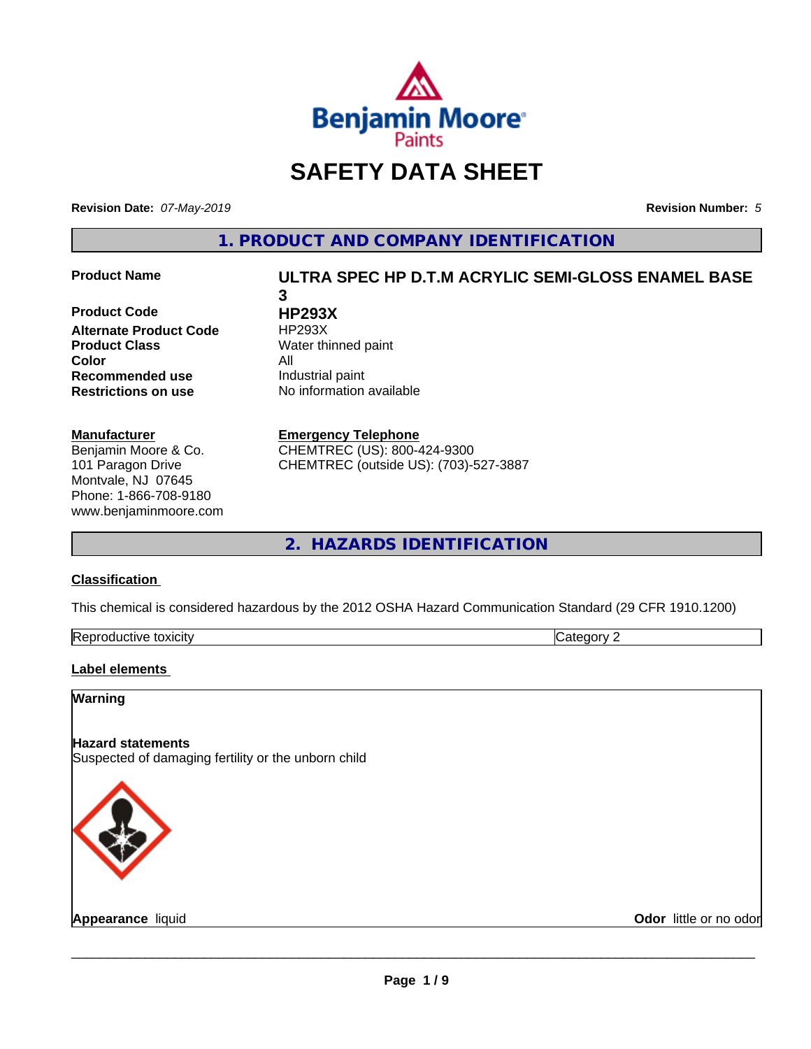Benjamin Moore Paints

# SAFETY DATA SHEET

**Revision Date:** *07-May-2019*

**Revision Number:** *5*

## 1. PRODUCT AND COMPANY IDENTIFICATION

| | |
|---|---|
| **Product Name** | **ULTRA SPEC HP D.T.M ACRYLIC SEMI-GLOSS ENAMEL BASE 3** |
| **Product Code** | **HP293X** |
| **Alternate Product Code** | HP293X |
| **Product Class** | Water thinned paint |
| **Color** | All |
| **Recommended use** | Industrial paint |
| **Restrictions on use** | No information available |

**Manufacturer**
Benjamin Moore & Co.
101 Paragon Drive
Montvale, NJ 07645
Phone: 1-866-708-9180
www.benjaminmoore.com

**Emergency Telephone**
CHEMTREC (US): 800-424-9300
CHEMTREC (outside US): (703)-527-3887

## 2. HAZARDS IDENTIFICATION

### Classification

This chemical is considered hazardous by the 2012 OSHA Hazard Communication Standard (29 CFR 1910.1200)

| | |
|---|---|
| Reproductive toxicity | Category 2 |

### Label elements

**Warning**

**Hazard statements**
Suspected of damaging fertility or the unborn child

**Appearance** liquid

**Odor** little or no odor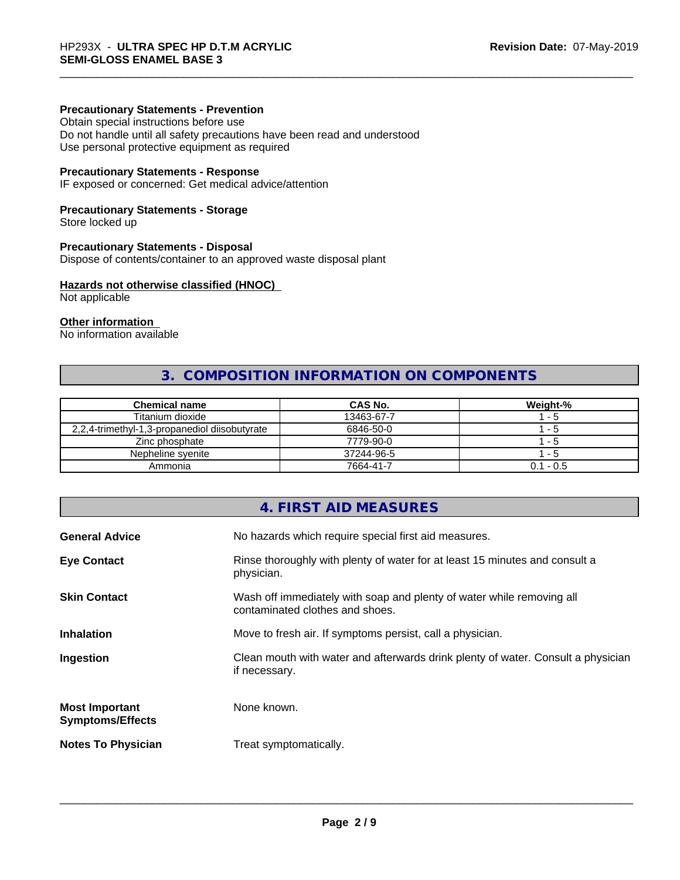**Precautionary Statements - Prevention**
Obtain special instructions before use
Do not handle until all safety precautions have been read and understood
Use personal protective equipment as required

**Precautionary Statements - Response**
IF exposed or concerned: Get medical advice/attention

**Precautionary Statements - Storage**
Store locked up

**Precautionary Statements - Disposal**
Dispose of contents/container to an approved waste disposal plant

**Hazards not otherwise classified (HNOC)**
Not applicable

**Other information**
No information available

## 3. COMPOSITION INFORMATION ON COMPONENTS

| Chemical name | CAS No. | Weight-% |
| --- | --- | --- |
| Titanium dioxide | 13463-67-7 | 1 - 5 |
| 2,2,4-trimethyl-1,3-propanediol diisobutyrate | 6846-50-0 | 1 - 5 |
| Zinc phosphate | 7779-90-0 | 1 - 5 |
| Nepheline syenite | 37244-96-5 | 1 - 5 |
| Ammonia | 7664-41-7 | 0.1 - 0.5 |

## 4. FIRST AID MEASURES

**General Advice**
No hazards which require special first aid measures.

**Eye Contact**
Rinse thoroughly with plenty of water for at least 15 minutes and consult a physician.

**Skin Contact**
Wash off immediately with soap and plenty of water while removing all contaminated clothes and shoes.

**Inhalation**
Move to fresh air. If symptoms persist, call a physician.

**Ingestion**
Clean mouth with water and afterwards drink plenty of water. Consult a physician if necessary.

**Most Important Symptoms/Effects**
None known.

**Notes To Physician**
Treat symptomatically.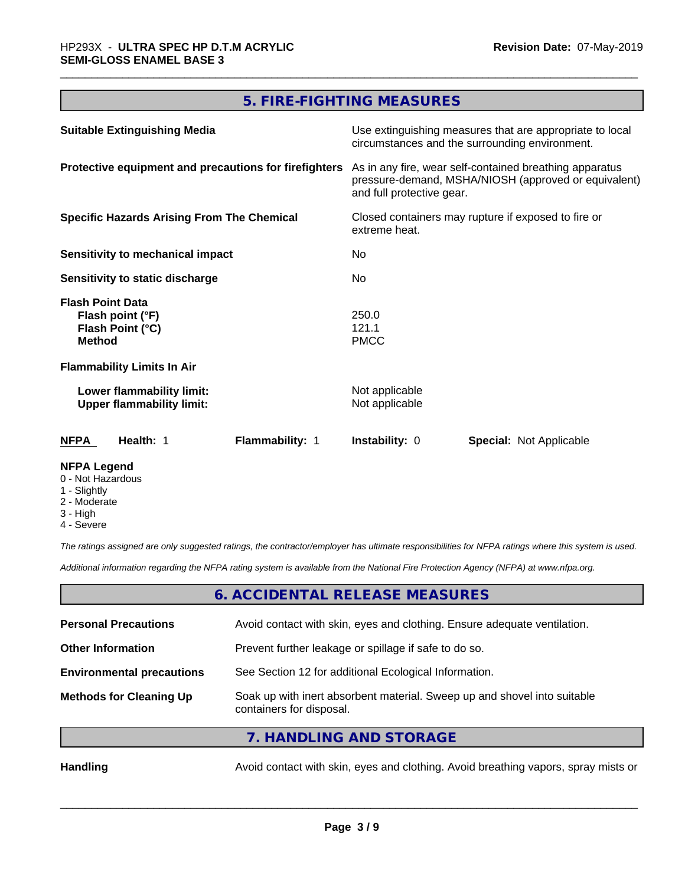## 5. FIRE-FIGHTING MEASURES

| | |
|---|---|
| **Suitable Extinguishing Media** | Use extinguishing measures that are appropriate to local circumstances and the surrounding environment. |
| **Protective equipment and precautions for firefighters** | As in any fire, wear self-contained breathing apparatus pressure-demand, MSHA/NIOSH (approved or equivalent) and full protective gear. |
| **Specific Hazards Arising From The Chemical** | Closed containers may rupture if exposed to fire or extreme heat. |
| **Sensitivity to mechanical impact** | No |
| **Sensitivity to static discharge** | No |

**Flash Point Data**

| | |
|---|---|
| **Flash point (°F)** | 250.0 |
| **Flash Point (°C)** | 121.1 |
| **Method** | PMCC |

**Flammability Limits In Air**

| | |
|---|---|
| **Lower flammability limit:** | Not applicable |
| **Upper flammability limit:** | Not applicable |

| **NFPA** | **Health:** 1 | **Flammability:** 1 | **Instability:** 0 | **Special:** Not Applicable |
|---|---|---|---|---|

**NFPA Legend**
- 0 - Not Hazardous
- 1 - Slightly
- 2 - Moderate
- 3 - High
- 4 - Severe

*The ratings assigned are only suggested ratings, the contractor/employer has ultimate responsibilities for NFPA ratings where this system is used.*

*Additional information regarding the NFPA rating system is available from the National Fire Protection Agency (NFPA) at www.nfpa.org.*

## 6. ACCIDENTAL RELEASE MEASURES

| | |
|---|---|
| **Personal Precautions** | Avoid contact with skin, eyes and clothing. Ensure adequate ventilation. |
| **Other Information** | Prevent further leakage or spillage if safe to do so. |
| **Environmental precautions** | See Section 12 for additional Ecological Information. |
| **Methods for Cleaning Up** | Soak up with inert absorbent material. Sweep up and shovel into suitable containers for disposal. |

## 7. HANDLING AND STORAGE

| | |
|---|---|
| **Handling** | Avoid contact with skin, eyes and clothing. Avoid breathing vapors, spray mists or |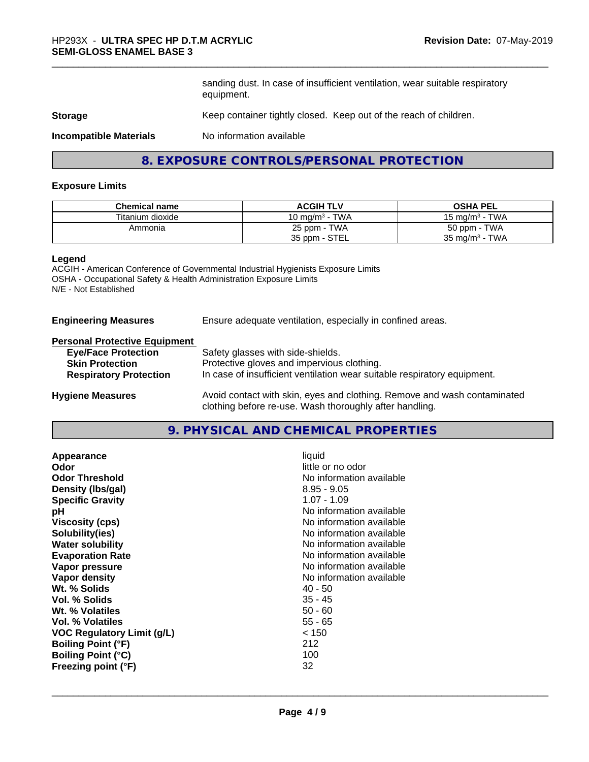sanding dust. In case of insufficient ventilation, wear suitable respiratory equipment.

**Storage** Keep container tightly closed. Keep out of the reach of children.

**Incompatible Materials** No information available

## 8. EXPOSURE CONTROLS/PERSONAL PROTECTION

### Exposure Limits

| Chemical name | ACGIH TLV | OSHA PEL |
|---|---|---|
| Titanium dioxide | 10 mg/m³ - TWA | 15 mg/m³ - TWA |
| Ammonia | 25 ppm - TWA<br>35 ppm - STEL | 50 ppm - TWA<br>35 mg/m³ - TWA |

**Legend**

ACGIH - American Conference of Governmental Industrial Hygienists Exposure Limits
OSHA - Occupational Safety & Health Administration Exposure Limits
N/E - Not Established

**Engineering Measures** Ensure adequate ventilation, especially in confined areas.

**Personal Protective Equipment**

- **Eye/Face Protection** Safety glasses with side-shields.
- **Skin Protection** Protective gloves and impervious clothing.
- **Respiratory Protection** In case of insufficient ventilation wear suitable respiratory equipment.

**Hygiene Measures** Avoid contact with skin, eyes and clothing. Remove and wash contaminated clothing before re-use. Wash thoroughly after handling.

## 9. PHYSICAL AND CHEMICAL PROPERTIES

| Property | Value |
|---|---|
| **Appearance** | liquid |
| **Odor** | little or no odor |
| **Odor Threshold** | No information available |
| **Density (lbs/gal)** | 8.95 - 9.05 |
| **Specific Gravity** | 1.07 - 1.09 |
| **pH** | No information available |
| **Viscosity (cps)** | No information available |
| **Solubility(ies)** | No information available |
| **Water solubility** | No information available |
| **Evaporation Rate** | No information available |
| **Vapor pressure** | No information available |
| **Vapor density** | No information available |
| **Wt. % Solids** | 40 - 50 |
| **Vol. % Solids** | 35 - 45 |
| **Wt. % Volatiles** | 50 - 60 |
| **Vol. % Volatiles** | 55 - 65 |
| **VOC Regulatory Limit (g/L)** | < 150 |
| **Boiling Point (°F)** | 212 |
| **Boiling Point (°C)** | 100 |
| **Freezing point (°F)** | 32 |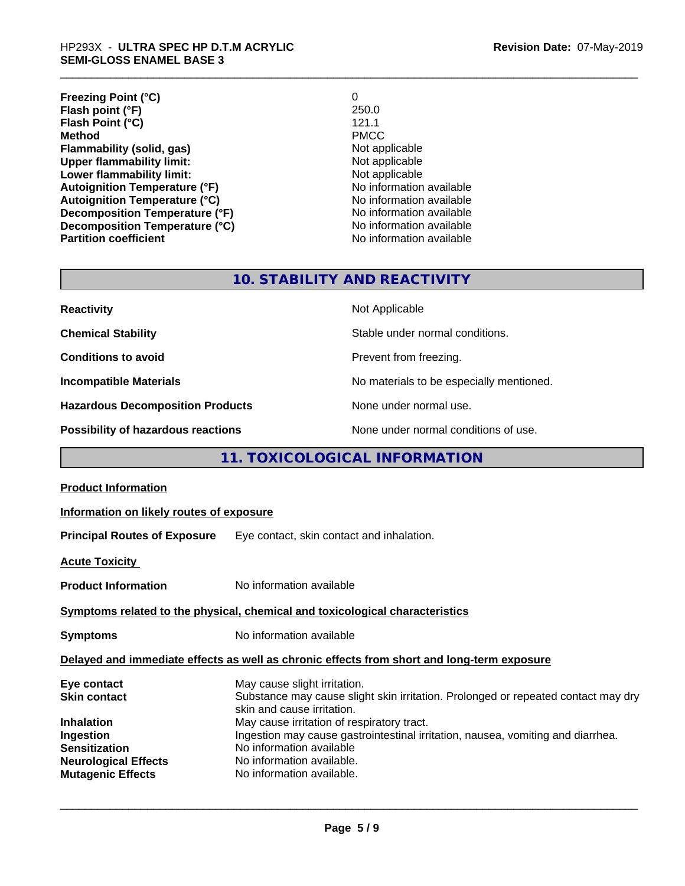| | |
|---|---|
| **Freezing Point (°C)** | 0 |
| **Flash point (°F)** | 250.0 |
| **Flash Point (°C)** | 121.1 |
| **Method** | PMCC |
| **Flammability (solid, gas)** | Not applicable |
| **Upper flammability limit:** | Not applicable |
| **Lower flammability limit:** | Not applicable |
| **Autoignition Temperature (°F)** | No information available |
| **Autoignition Temperature (°C)** | No information available |
| **Decomposition Temperature (°F)** | No information available |
| **Decomposition Temperature (°C)** | No information available |
| **Partition coefficient** | No information available |

## 10. STABILITY AND REACTIVITY

| | |
|---|---|
| **Reactivity** | Not Applicable |
| **Chemical Stability** | Stable under normal conditions. |
| **Conditions to avoid** | Prevent from freezing. |
| **Incompatible Materials** | No materials to be especially mentioned. |
| **Hazardous Decomposition Products** | None under normal use. |
| **Possibility of hazardous reactions** | None under normal conditions of use. |

## 11. TOXICOLOGICAL INFORMATION

**Product Information**

**Information on likely routes of exposure**

**Principal Routes of Exposure** Eye contact, skin contact and inhalation.

**Acute Toxicity**

**Product Information** No information available

**Symptoms related to the physical, chemical and toxicological characteristics**

**Symptoms** No information available

**Delayed and immediate effects as well as chronic effects from short and long-term exposure**

| | |
|---|---|
| **Eye contact** | May cause slight irritation. |
| **Skin contact** | Substance may cause slight skin irritation. Prolonged or repeated contact may dry skin and cause irritation. |
| **Inhalation** | May cause irritation of respiratory tract. |
| **Ingestion** | Ingestion may cause gastrointestinal irritation, nausea, vomiting and diarrhea. |
| **Sensitization** | No information available |
| **Neurological Effects** | No information available. |
| **Mutagenic Effects** | No information available. |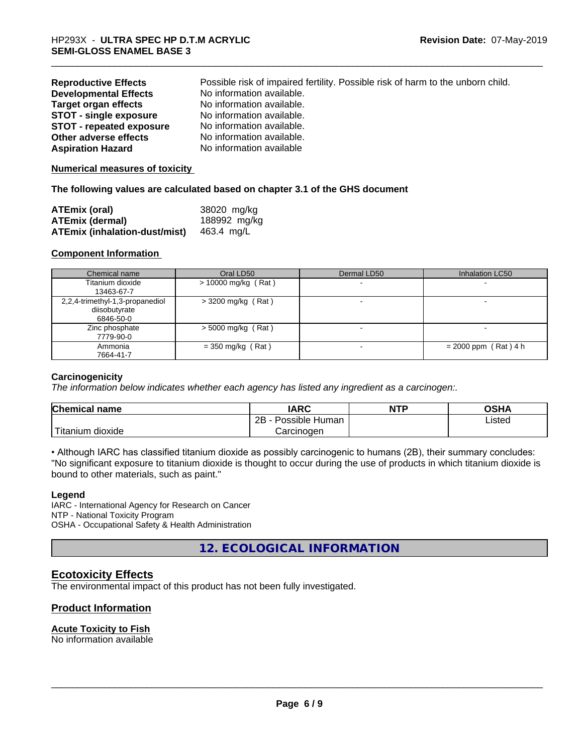| | |
|---|---|
| **Reproductive Effects** | Possible risk of impaired fertility. Possible risk of harm to the unborn child. |
| **Developmental Effects** | No information available. |
| **Target organ effects** | No information available. |
| **STOT - single exposure** | No information available. |
| **STOT - repeated exposure** | No information available. |
| **Other adverse effects** | No information available. |
| **Aspiration Hazard** | No information available |

**Numerical measures of toxicity**

**The following values are calculated based on chapter 3.1 of the GHS document**

| | |
|---|---|
| **ATEmix (oral)** | 38020 mg/kg |
| **ATEmix (dermal)** | 188992 mg/kg |
| **ATEmix (inhalation-dust/mist)** | 463.4 mg/L |

**Component Information**

| Chemical name | Oral LD50 | Dermal LD50 | Inhalation LC50 |
|---|---|---|---|
| Titanium dioxide 13463-67-7 | > 10000 mg/kg ( Rat ) | - | - |
| 2,2,4-trimethyl-1,3-propanediol diisobutyrate 6846-50-0 | > 3200 mg/kg ( Rat ) | - | - |
| Zinc phosphate 7779-90-0 | > 5000 mg/kg ( Rat ) | - | - |
| Ammonia 7664-41-7 | = 350 mg/kg ( Rat ) | - | = 2000 ppm ( Rat ) 4 h |

**Carcinogenicity**

*The information below indicates whether each agency has listed any ingredient as a carcinogen:.*

| Chemical name | IARC | NTP | OSHA |
|---|---|---|---|
| Titanium dioxide | 2B - Possible Human Carcinogen | | Listed |

• Although IARC has classified titanium dioxide as possibly carcinogenic to humans (2B), their summary concludes: "No significant exposure to titanium dioxide is thought to occur during the use of products in which titanium dioxide is bound to other materials, such as paint."

**Legend**

IARC - International Agency for Research on Cancer
NTP - National Toxicity Program
OSHA - Occupational Safety & Health Administration

## 12. ECOLOGICAL INFORMATION

### Ecotoxicity Effects

The environmental impact of this product has not been fully investigated.

### Product Information

**Acute Toxicity to Fish**

No information available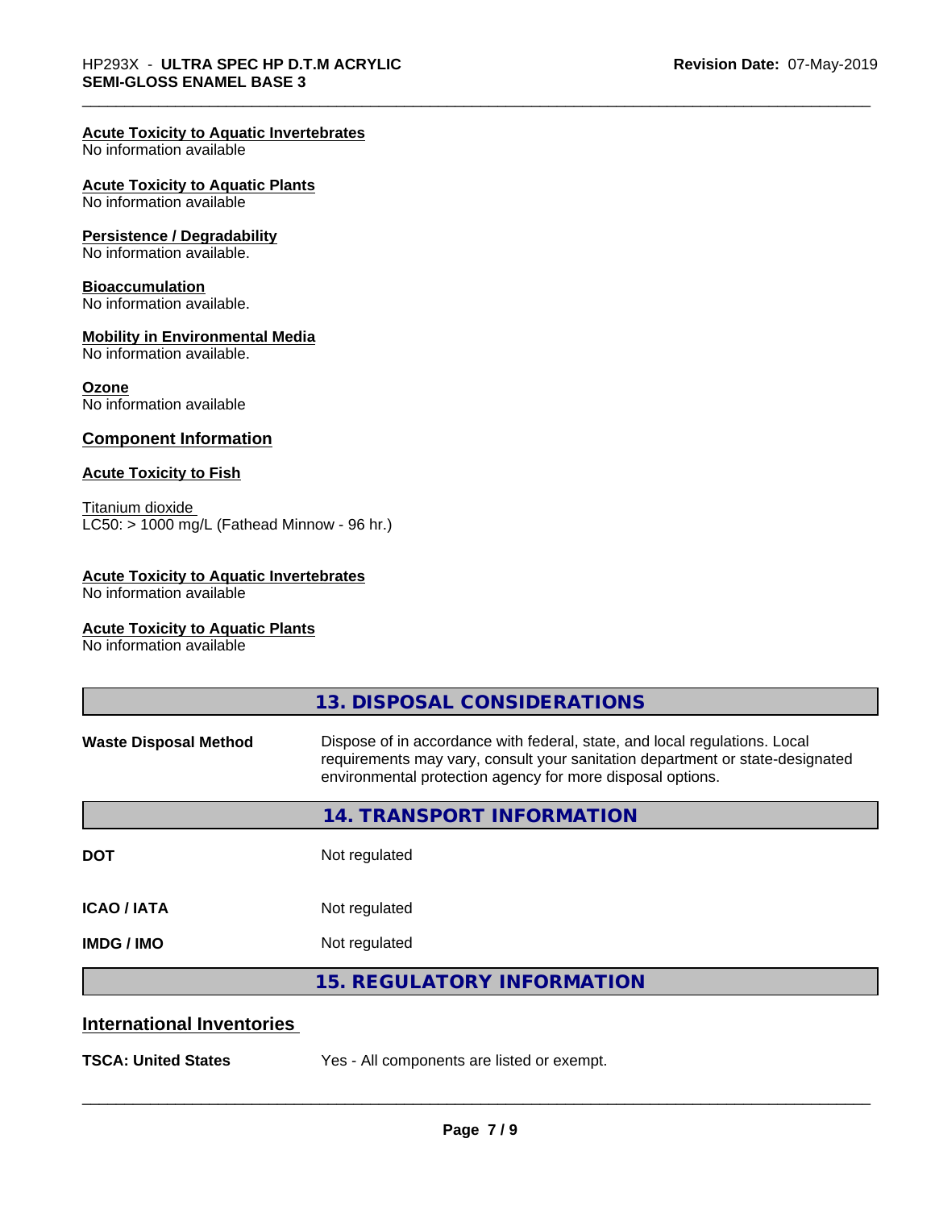**Acute Toxicity to Aquatic Invertebrates**
No information available

**Acute Toxicity to Aquatic Plants**
No information available

**Persistence / Degradability**
No information available.

**Bioaccumulation**
No information available.

**Mobility in Environmental Media**
No information available.

**Ozone**
No information available

## Component Information

**Acute Toxicity to Fish**

Titanium dioxide
LC50: > 1000 mg/L (Fathead Minnow - 96 hr.)

**Acute Toxicity to Aquatic Invertebrates**
No information available

**Acute Toxicity to Aquatic Plants**
No information available

## 13. DISPOSAL CONSIDERATIONS

| | |
|---|---|
| **Waste Disposal Method** | Dispose of in accordance with federal, state, and local regulations. Local requirements may vary, consult your sanitation department or state-designated environmental protection agency for more disposal options. |

## 14. TRANSPORT INFORMATION

| | |
|---|---|
| **DOT** | Not regulated |
| **ICAO / IATA** | Not regulated |
| **IMDG / IMO** | Not regulated |

## 15. REGULATORY INFORMATION

### International Inventories

| | |
|---|---|
| **TSCA: United States** | Yes - All components are listed or exempt. |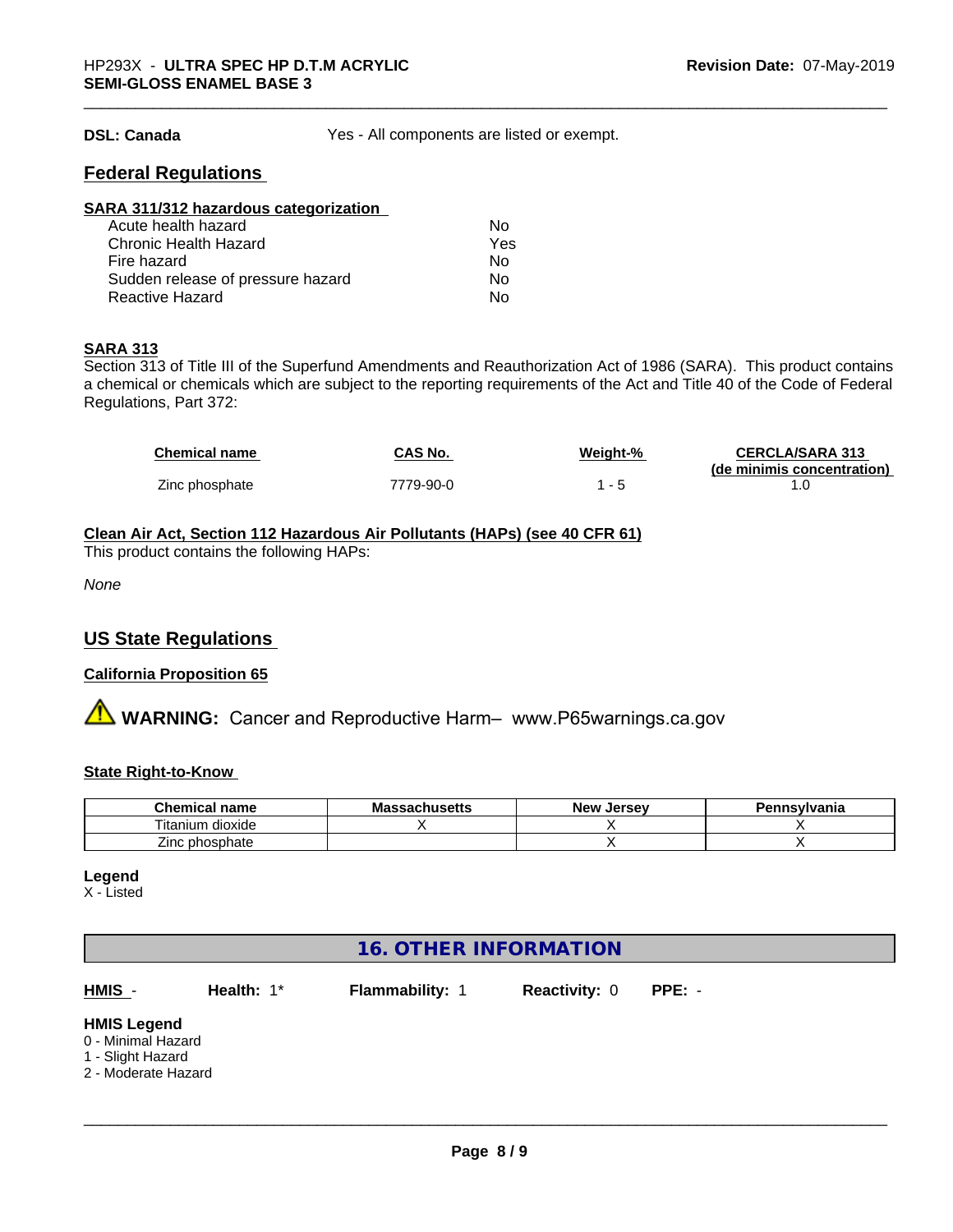**DSL: Canada** Yes - All components are listed or exempt.

## Federal Regulations

**SARA 311/312 hazardous categorization**

| | |
|---|---|
| Acute health hazard | No |
| Chronic Health Hazard | Yes |
| Fire hazard | No |
| Sudden release of pressure hazard | No |
| Reactive Hazard | No |

**SARA 313**

Section 313 of Title III of the Superfund Amendments and Reauthorization Act of 1986 (SARA). This product contains a chemical or chemicals which are subject to the reporting requirements of the Act and Title 40 of the Code of Federal Regulations, Part 372:

| Chemical name | CAS No. | Weight-% | CERCLA/SARA 313 (de minimis concentration) |
|---|---|---|---|
| Zinc phosphate | 7779-90-0 | 1 - 5 | 1.0 |

**Clean Air Act, Section 112 Hazardous Air Pollutants (HAPs) (see 40 CFR 61)**

This product contains the following HAPs:

*None*

## US State Regulations

**California Proposition 65**

⚠ **WARNING:** Cancer and Reproductive Harm– www.P65warnings.ca.gov

**State Right-to-Know**

| Chemical name | Massachusetts | New Jersey | Pennsylvania |
|---|---|---|---|
| Titanium dioxide | X | X | X |
| Zinc phosphate | | X | X |

**Legend**

X - Listed

# 16. OTHER INFORMATION

**HMIS** - **Health:** 1* **Flammability:** 1 **Reactivity:** 0 **PPE:** -

**HMIS Legend**

0 - Minimal Hazard
1 - Slight Hazard
2 - Moderate Hazard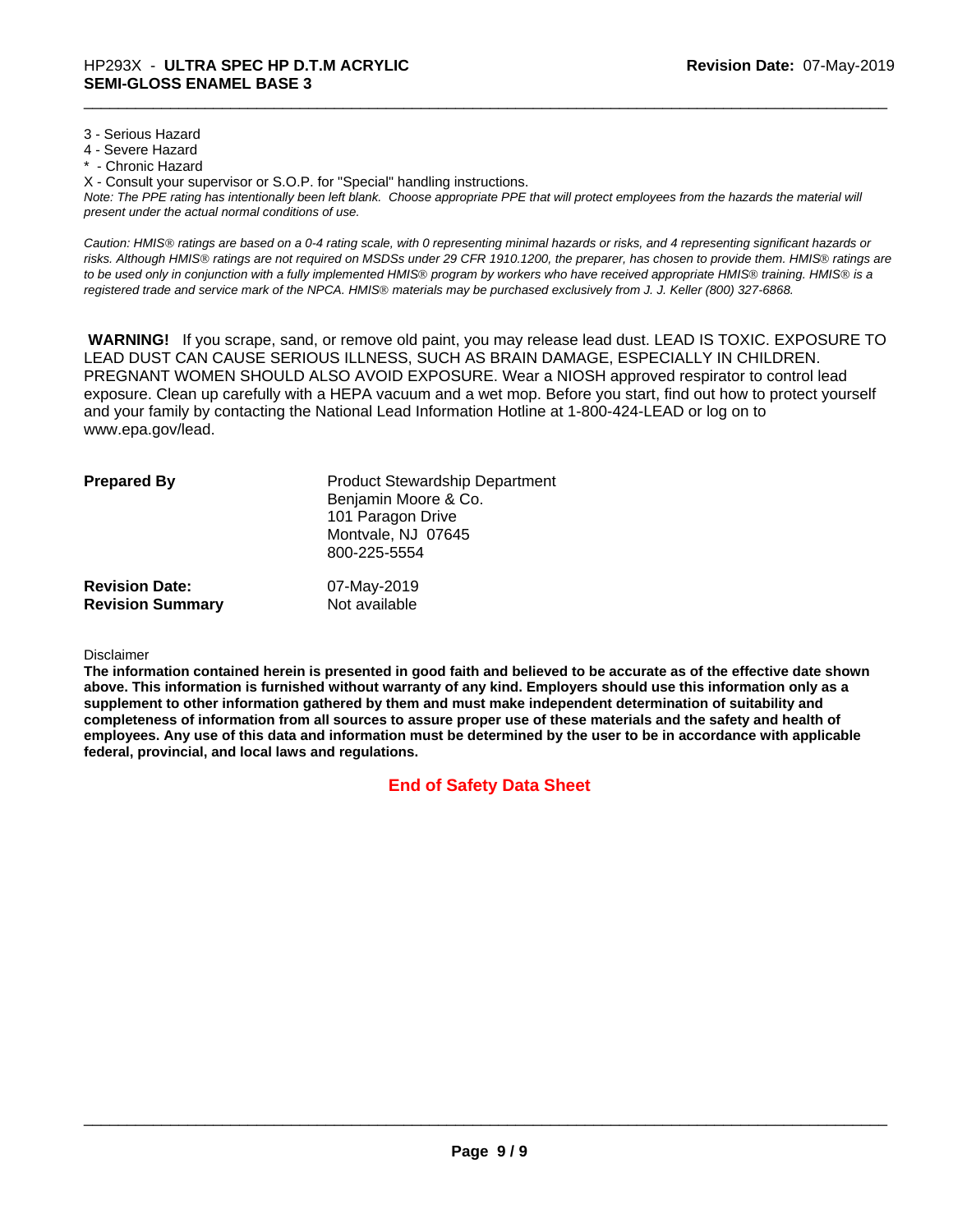3 - Serious Hazard
4 - Severe Hazard
* - Chronic Hazard
X - Consult your supervisor or S.O.P. for "Special" handling instructions.

*Note: The PPE rating has intentionally been left blank. Choose appropriate PPE that will protect employees from the hazards the material will present under the actual normal conditions of use.*

*Caution: HMIS® ratings are based on a 0-4 rating scale, with 0 representing minimal hazards or risks, and 4 representing significant hazards or risks. Although HMIS® ratings are not required on MSDSs under 29 CFR 1910.1200, the preparer, has chosen to provide them. HMIS® ratings are to be used only in conjunction with a fully implemented HMIS® program by workers who have received appropriate HMIS® training. HMIS® is a registered trade and service mark of the NPCA. HMIS® materials may be purchased exclusively from J. J. Keller (800) 327-6868.*

**WARNING!** If you scrape, sand, or remove old paint, you may release lead dust. LEAD IS TOXIC. EXPOSURE TO LEAD DUST CAN CAUSE SERIOUS ILLNESS, SUCH AS BRAIN DAMAGE, ESPECIALLY IN CHILDREN. PREGNANT WOMEN SHOULD ALSO AVOID EXPOSURE. Wear a NIOSH approved respirator to control lead exposure. Clean up carefully with a HEPA vacuum and a wet mop. Before you start, find out how to protect yourself and your family by contacting the National Lead Information Hotline at 1-800-424-LEAD or log on to www.epa.gov/lead.

| | |
|---|---|
| **Prepared By** | Product Stewardship Department<br>Benjamin Moore & Co.<br>101 Paragon Drive<br>Montvale, NJ 07645<br>800-225-5554 |
| **Revision Date:** | 07-May-2019 |
| **Revision Summary** | Not available |

Disclaimer

**The information contained herein is presented in good faith and believed to be accurate as of the effective date shown above. This information is furnished without warranty of any kind. Employers should use this information only as a supplement to other information gathered by them and must make independent determination of suitability and completeness of information from all sources to assure proper use of these materials and the safety and health of employees. Any use of this data and information must be determined by the user to be in accordance with applicable federal, provincial, and local laws and regulations.**

**End of Safety Data Sheet**